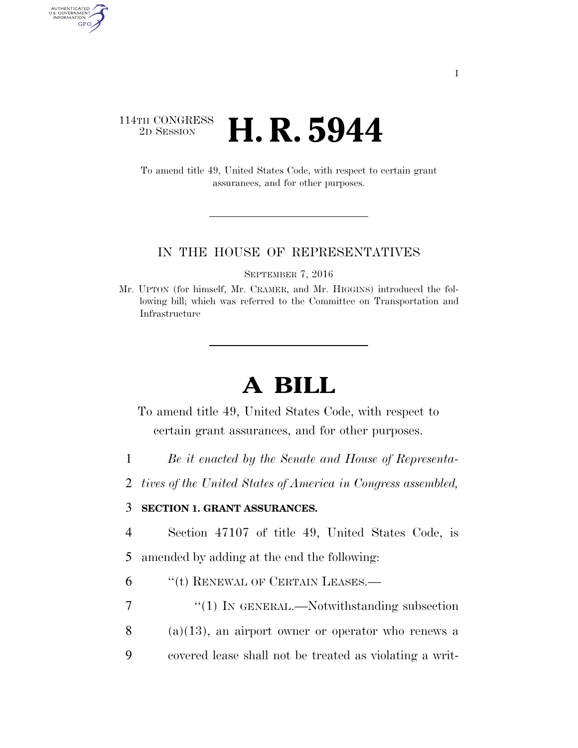114TH CONGRESS
2D SESSION

# H. R. 5944

To amend title 49, United States Code, with respect to certain grant assurances, and for other purposes.

IN THE HOUSE OF REPRESENTATIVES

SEPTEMBER 7, 2016

Mr. UPTON (for himself, Mr. CRAMER, and Mr. HIGGINS) introduced the following bill; which was referred to the Committee on Transportation and Infrastructure

# A BILL

To amend title 49, United States Code, with respect to certain grant assurances, and for other purposes.

1 *Be it enacted by the Senate and House of Representa-*
2 *tives of the United States of America in Congress assembled,*

3 **SECTION 1. GRANT ASSURANCES.**

4 Section 47107 of title 49, United States Code, is
5 amended by adding at the end the following:

6 "(t) RENEWAL OF CERTAIN LEASES.—

7 "(1) IN GENERAL.—Notwithstanding subsection
8 (a)(13), an airport owner or operator who renews a
9 covered lease shall not be treated as violating a writ-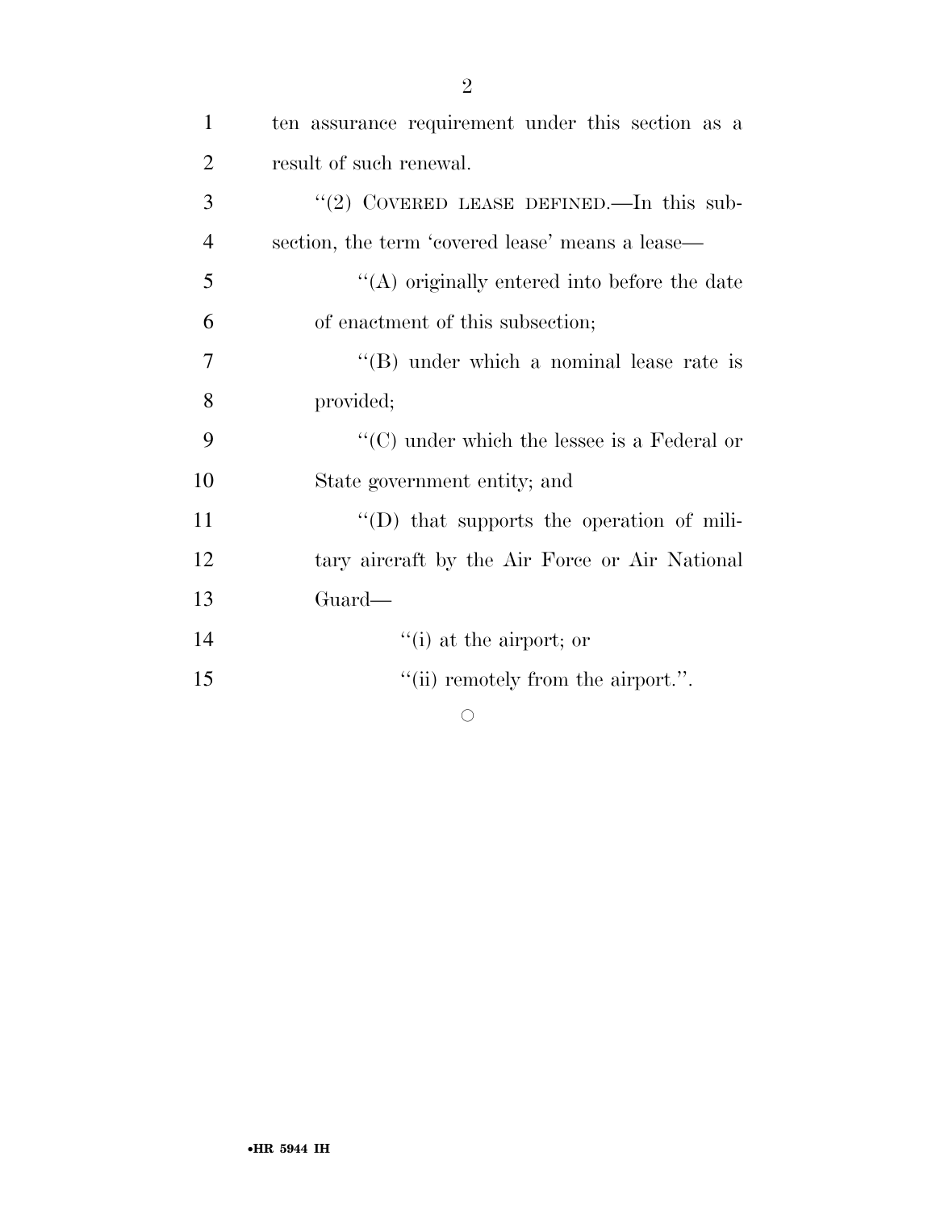ten assurance requirement under this section as a result of such renewal.

"(2) COVERED LEASE DEFINED.—In this subsection, the term 'covered lease' means a lease—

"(A) originally entered into before the date of enactment of this subsection;

"(B) under which a nominal lease rate is provided;

"(C) under which the lessee is a Federal or State government entity; and

"(D) that supports the operation of military aircraft by the Air Force or Air National Guard—

"(i) at the airport; or

"(ii) remotely from the airport.".

○